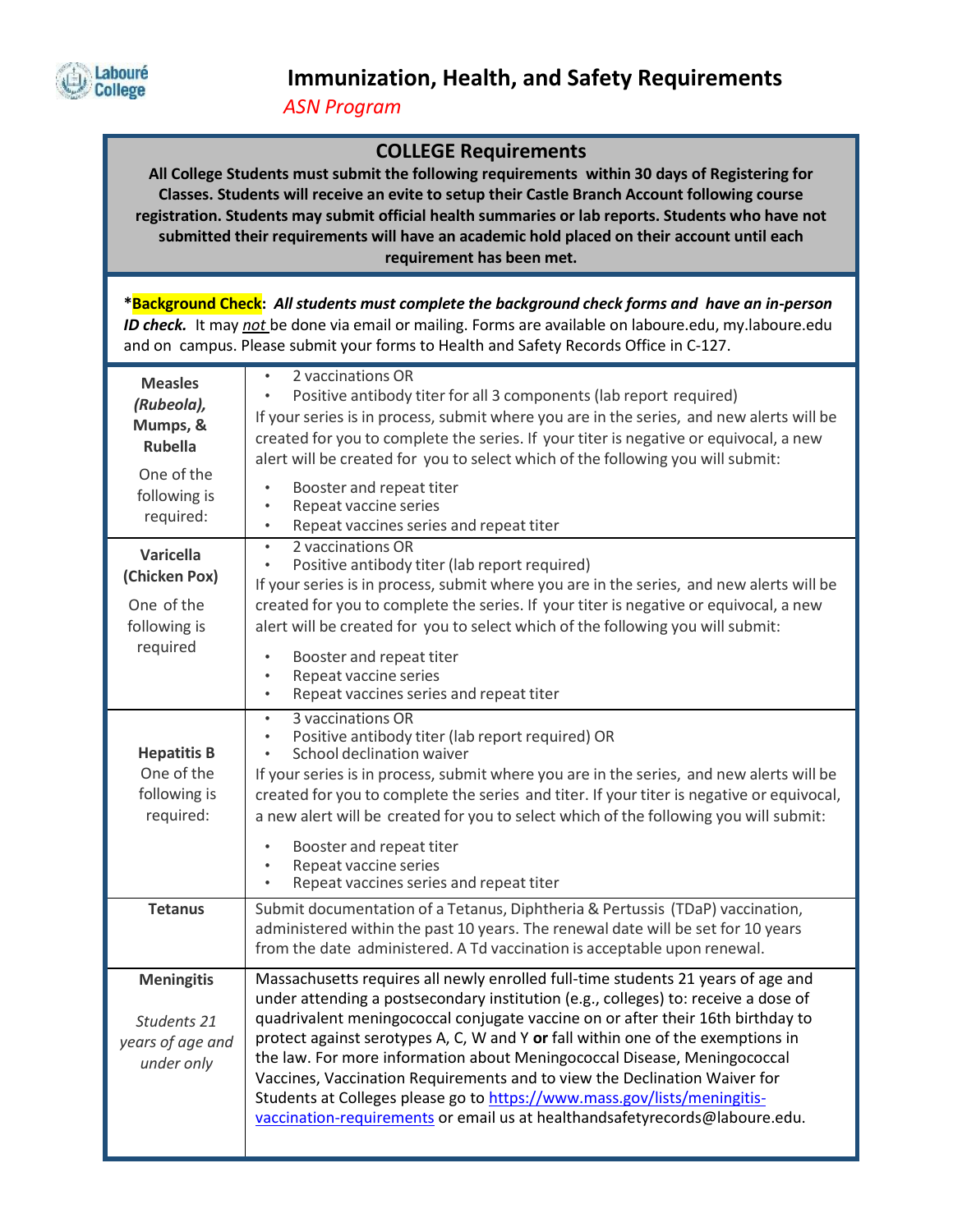# Immunization, Health, and Safety Requirements

*ASN Program*

## COLLEGE Requirements

**All College Students must submit the following requirements within 30 days of Registering for Classes. Students will receive an evite to setup their Castle Branch Account following course registration. Students may submit official health summaries or lab reports. Students who have not submitted their requirements will have an academic hold placed on their account until each requirement has been met.**

\***Background Check**: ***All students must complete the background check forms and have an in-person ID check.*** It may *not* be done via email or mailing. Forms are available on laboure.edu, my.laboure.edu and on campus. Please submit your forms to Health and Safety Records Office in C-127.

| | |
|---|---|
| **Measles *(Rubeola)*, Mumps, & Rubella**<br><br>One of the following is required: | • 2 vaccinations OR<br>• Positive antibody titer for all 3 components (lab report required)<br>If your series is in process, submit where you are in the series, and new alerts will be created for you to complete the series. If your titer is negative or equivocal, a new alert will be created for you to select which of the following you will submit:<br>• Booster and repeat titer<br>• Repeat vaccine series<br>• Repeat vaccines series and repeat titer |
| **Varicella (Chicken Pox)**<br><br>One of the following is required | • 2 vaccinations OR<br>• Positive antibody titer (lab report required)<br>If your series is in process, submit where you are in the series, and new alerts will be created for you to complete the series. If your titer is negative or equivocal, a new alert will be created for you to select which of the following you will submit:<br>• Booster and repeat titer<br>• Repeat vaccine series<br>• Repeat vaccines series and repeat titer |
| **Hepatitis B**<br>One of the following is required: | • 3 vaccinations OR<br>• Positive antibody titer (lab report required) OR<br>• School declination waiver<br>If your series is in process, submit where you are in the series, and new alerts will be created for you to complete the series and titer. If your titer is negative or equivocal, a new alert will be created for you to select which of the following you will submit:<br>• Booster and repeat titer<br>• Repeat vaccine series<br>• Repeat vaccines series and repeat titer |
| **Tetanus** | Submit documentation of a Tetanus, Diphtheria & Pertussis (TDaP) vaccination, administered within the past 10 years. The renewal date will be set for 10 years from the date administered. A Td vaccination is acceptable upon renewal. |
| **Meningitis**<br><br>*Students 21 years of age and under only* | Massachusetts requires all newly enrolled full-time students 21 years of age and under attending a postsecondary institution (e.g., colleges) to: receive a dose of quadrivalent meningococcal conjugate vaccine on or after their 16th birthday to protect against serotypes A, C, W and Y **or** fall within one of the exemptions in the law. For more information about Meningococcal Disease, Meningococcal Vaccines, Vaccination Requirements and to view the Declination Waiver for Students at Colleges please go to [https://www.mass.gov/lists/meningitis-vaccination-requirements](https://www.mass.gov/lists/meningitis-vaccination-requirements) or email us at healthandsafetyrecords@laboure.edu. |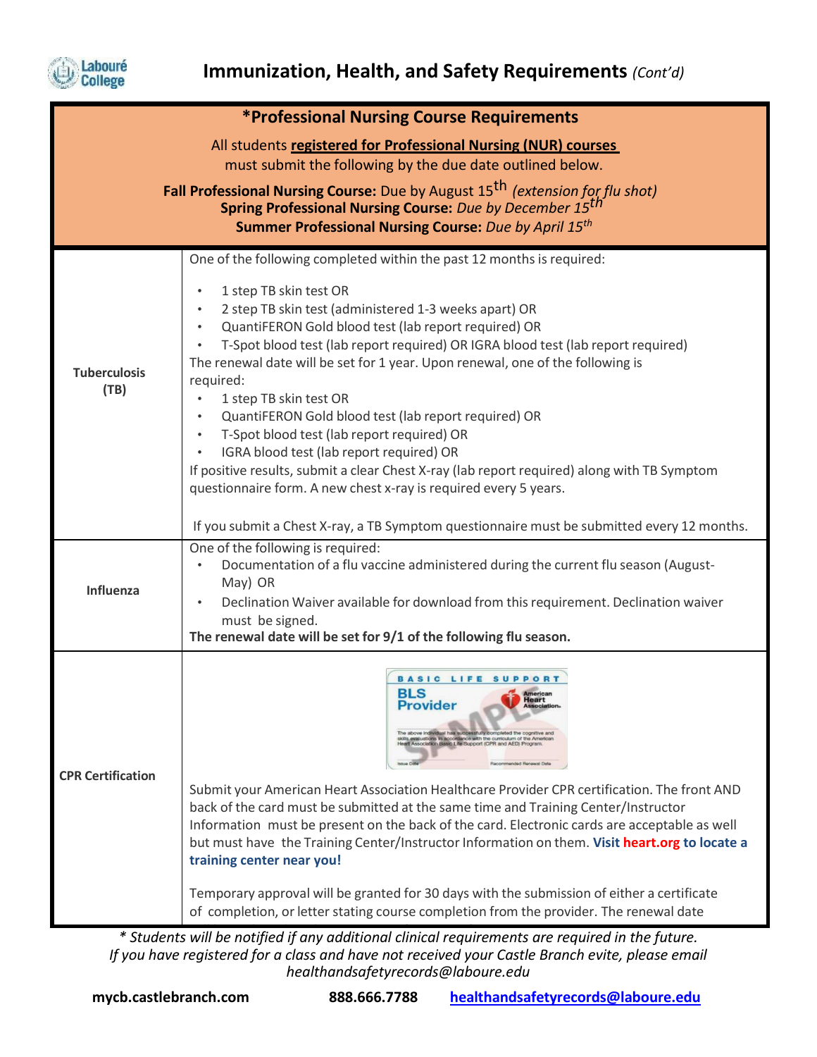# Immunization, Health, and Safety Requirements *(Cont'd)*

| *Professional Nursing Course Requirements | |
|---|---|
| All students **registered for Professional Nursing (NUR) courses** must submit the following by the due date outlined below.<br><br>**Fall Professional Nursing Course:** Due by August 15th *(extension for flu shot)*<br>**Spring Professional Nursing Course:** *Due by December 15th*<br>**Summer Professional Nursing Course:** *Due by April 15th* | |
| **Tuberculosis (TB)** | One of the following completed within the past 12 months is required:<br>• 1 step TB skin test OR<br>• 2 step TB skin test (administered 1-3 weeks apart) OR<br>• QuantiFERON Gold blood test (lab report required) OR<br>• T-Spot blood test (lab report required) OR IGRA blood test (lab report required)<br>The renewal date will be set for 1 year. Upon renewal, one of the following is required:<br>• 1 step TB skin test OR<br>• QuantiFERON Gold blood test (lab report required) OR<br>• T-Spot blood test (lab report required) OR<br>• IGRA blood test (lab report required) OR<br>If positive results, submit a clear Chest X-ray (lab report required) along with TB Symptom questionnaire form. A new chest x-ray is required every 5 years.<br><br>If you submit a Chest X-ray, a TB Symptom questionnaire must be submitted every 12 months. |
| **Influenza** | One of the following is required:<br>• Documentation of a flu vaccine administered during the current flu season (August-May) OR<br>• Declination Waiver available for download from this requirement. Declination waiver must be signed.<br>**The renewal date will be set for 9/1 of the following flu season.** |
| **CPR Certification** | Submit your American Heart Association Healthcare Provider CPR certification. The front AND back of the card must be submitted at the same time and Training Center/Instructor Information must be present on the back of the card. Electronic cards are acceptable as well but must have the Training Center/Instructor Information on them. **Visit heart.org to locate a training center near you!**<br><br>Temporary approval will be granted for 30 days with the submission of either a certificate of completion, or letter stating course completion from the provider. The renewal date |

*\* Students will be notified if any additional clinical requirements are required in the future. If you have registered for a class and have not received your Castle Branch evite, please email healthandsafetyrecords@laboure.edu*

**mycb.castlebranch.com** **888.666.7788** **healthandsafetyrecords@laboure.edu**